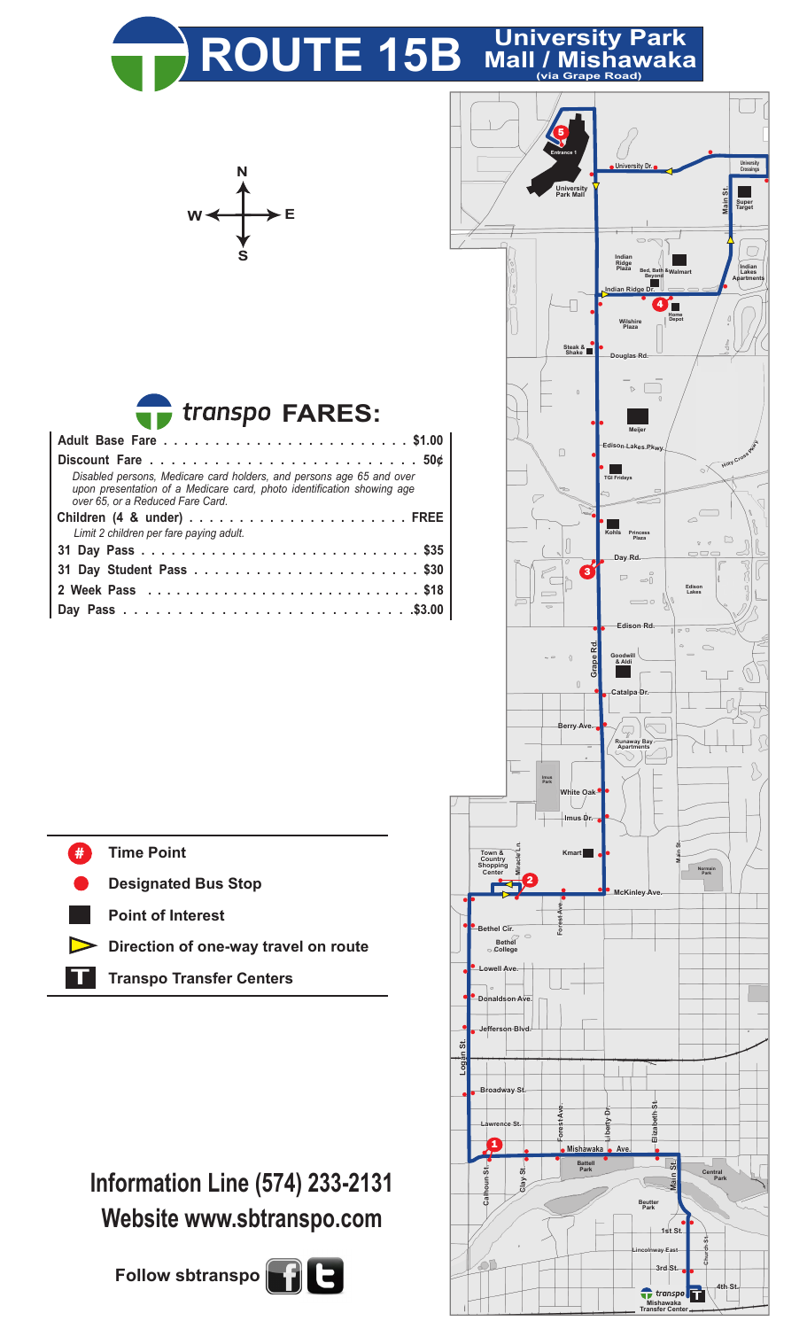# ROUTE 15B University Park Mall / Mishawaka (via Grape Road)

## transpo FARES:

| Fare | Price |
|---|---|
| Adult Base Fare | $1.00 |
| Discount Fare | 50¢ |
| *Disabled persons, Medicare card holders, and persons age 65 and over upon presentation of a Medicare card, photo identification showing age over 65, or a Reduced Fare Card.* | |
| Children (4 & under) | FREE |
| *Limit 2 children per fare paying adult.* | |
| 31 Day Pass | $35 |
| 31 Day Student Pass | $30 |
| 2 Week Pass | $18 |
| Day Pass | $3.00 |

**Legend**

- # Time Point
- Designated Bus Stop
- Point of Interest
- Direction of one-way travel on route
- T Transpo Transfer Centers

**Information Line (574) 233-2131**

**Website www.sbtranspo.com**

**Follow sbtranspo**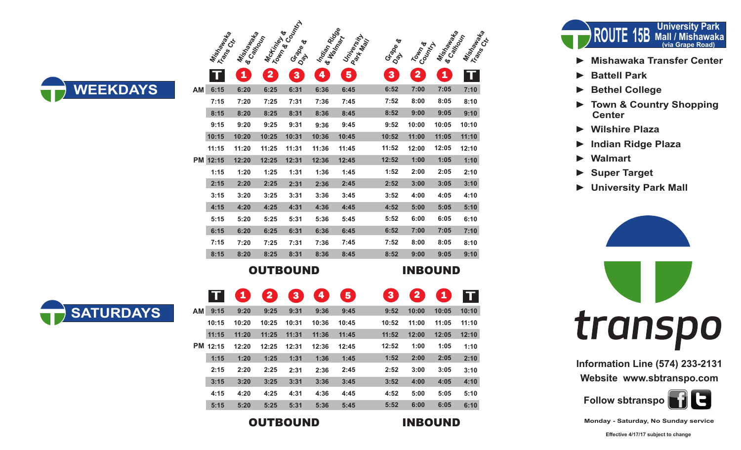# ROUTE 15B University Park Mall / Mishawaka (via Grape Road)

- Mishawaka Transfer Center
- Battell Park
- Bethel College
- Town & Country Shopping Center
- Wilshire Plaza
- Indian Ridge Plaza
- Walmart
- Super Target
- University Park Mall

## WEEKDAYS

| | OUTBOUND | | | | | | INBOUND | | | |
|---|---|---|---|---|---|---|---|---|---|---|
| | T Mishawaka Trans Ctr | 1 Mishawaka & Calhoun | 2 McKinley & Town & Country | 3 Grape & Day | 4 Indian Ridge & Walmart | 5 University Park Mall | 3 Grape & Day | 2 Town & Country | 1 Mishawaka & Calhoun | T Mishawaka Trans Ctr |
| AM | 6:15 | 6:20 | 6:25 | 6:31 | 6:36 | 6:45 | 6:52 | 7:00 | 7:05 | 7:10 |
| | 7:15 | 7:20 | 7:25 | 7:31 | 7:36 | 7:45 | 7:52 | 8:00 | 8:05 | 8:10 |
| | 8:15 | 8:20 | 8:25 | 8:31 | 8:36 | 8:45 | 8:52 | 9:00 | 9:05 | 9:10 |
| | 9:15 | 9:20 | 9:25 | 9:31 | 9:36 | 9:45 | 9:52 | 10:00 | 10:05 | 10:10 |
| | 10:15 | 10:20 | 10:25 | 10:31 | 10:36 | 10:45 | 10:52 | 11:00 | 11:05 | 11:10 |
| | 11:15 | 11:20 | 11:25 | 11:31 | 11:36 | 11:45 | 11:52 | 12:00 | 12:05 | 12:10 |
| PM | 12:15 | 12:20 | 12:25 | 12:31 | 12:36 | 12:45 | 12:52 | 1:00 | 1:05 | 1:10 |
| | 1:15 | 1:20 | 1:25 | 1:31 | 1:36 | 1:45 | 1:52 | 2:00 | 2:05 | 2:10 |
| | 2:15 | 2:20 | 2:25 | 2:31 | 2:36 | 2:45 | 2:52 | 3:00 | 3:05 | 3:10 |
| | 3:15 | 3:20 | 3:25 | 3:31 | 3:36 | 3:45 | 3:52 | 4:00 | 4:05 | 4:10 |
| | 4:15 | 4:20 | 4:25 | 4:31 | 4:36 | 4:45 | 4:52 | 5:00 | 5:05 | 5:10 |
| | 5:15 | 5:20 | 5:25 | 5:31 | 5:36 | 5:45 | 5:52 | 6:00 | 6:05 | 6:10 |
| | 6:15 | 6:20 | 6:25 | 6:31 | 6:36 | 6:45 | 6:52 | 7:00 | 7:05 | 7:10 |
| | 7:15 | 7:20 | 7:25 | 7:31 | 7:36 | 7:45 | 7:52 | 8:00 | 8:05 | 8:10 |
| | 8:15 | 8:20 | 8:25 | 8:31 | 8:36 | 8:45 | 8:52 | 9:00 | 9:05 | 9:10 |

## SATURDAYS

| | OUTBOUND | | | | | | INBOUND | | | |
|---|---|---|---|---|---|---|---|---|---|---|
| | T | 1 | 2 | 3 | 4 | 5 | 3 | 2 | 1 | T |
| AM | 9:15 | 9:20 | 9:25 | 9:31 | 9:36 | 9:45 | 9:52 | 10:00 | 10:05 | 10:10 |
| | 10:15 | 10:20 | 10:25 | 10:31 | 10:36 | 10:45 | 10:52 | 11:00 | 11:05 | 11:10 |
| | 11:15 | 11:20 | 11:25 | 11:31 | 11:36 | 11:45 | 11:52 | 12:00 | 12:05 | 12:10 |
| PM | 12:15 | 12:20 | 12:25 | 12:31 | 12:36 | 12:45 | 12:52 | 1:00 | 1:05 | 1:10 |
| | 1:15 | 1:20 | 1:25 | 1:31 | 1:36 | 1:45 | 1:52 | 2:00 | 2:05 | 2:10 |
| | 2:15 | 2:20 | 2:25 | 2:31 | 2:36 | 2:45 | 2:52 | 3:00 | 3:05 | 3:10 |
| | 3:15 | 3:20 | 3:25 | 3:31 | 3:36 | 3:45 | 3:52 | 4:00 | 4:05 | 4:10 |
| | 4:15 | 4:20 | 4:25 | 4:31 | 4:36 | 4:45 | 4:52 | 5:00 | 5:05 | 5:10 |
| | 5:15 | 5:20 | 5:25 | 5:31 | 5:36 | 5:45 | 5:52 | 6:00 | 6:05 | 6:10 |

transpo

Information Line (574) 233-2131
Website www.sbtranspo.com

Follow sbtranspo

Monday - Saturday, No Sunday service

Effective 4/17/17 subject to change